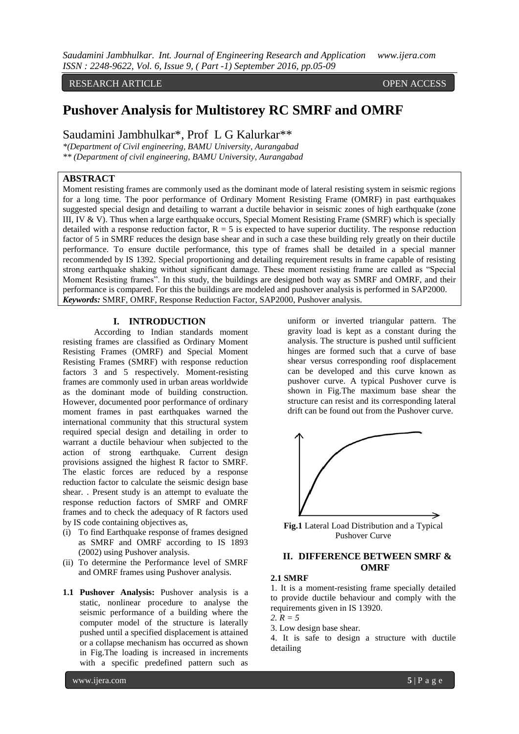RESEARCH ARTICLE OPEN ACCESS

# Pushover Analysis for Multistorey RC SMRF and OMRF

Saudamini Jambhulkar*, Prof L G Kalurkar**

*(Department of Civil engineering, BAMU University, Aurangabad

** (Department of civil engineering, BAMU University, Aurangabad

## ABSTRACT

Moment resisting frames are commonly used as the dominant mode of lateral resisting system in seismic regions for a long time. The poor performance of Ordinary Moment Resisting Frame (OMRF) in past earthquakes suggested special design and detailing to warrant a ductile behavior in seismic zones of high earthquake (zone III, IV & V). Thus when a large earthquake occurs, Special Moment Resisting Frame (SMRF) which is specially detailed with a response reduction factor, R = 5 is expected to have superior ductility. The response reduction factor of 5 in SMRF reduces the design base shear and in such a case these building rely greatly on their ductile performance. To ensure ductile performance, this type of frames shall be detailed in a special manner recommended by IS 1392. Special proportioning and detailing requirement results in frame capable of resisting strong earthquake shaking without significant damage. These moment resisting frame are called as "Special Moment Resisting frames". In this study, the buildings are designed both way as SMRF and OMRF, and their performance is compared. For this the buildings are modeled and pushover analysis is performed in SAP2000.

***Keywords:*** SMRF, OMRF, Response Reduction Factor, SAP2000, Pushover analysis.

## I. INTRODUCTION

According to Indian standards moment resisting frames are classified as Ordinary Moment Resisting Frames (OMRF) and Special Moment Resisting Frames (SMRF) with response reduction factors 3 and 5 respectively. Moment-resisting frames are commonly used in urban areas worldwide as the dominant mode of building construction. However, documented poor performance of ordinary moment frames in past earthquakes warned the international community that this structural system required special design and detailing in order to warrant a ductile behaviour when subjected to the action of strong earthquake. Current design provisions assigned the highest R factor to SMRF. The elastic forces are reduced by a response reduction factor to calculate the seismic design base shear. . Present study is an attempt to evaluate the response reduction factors of SMRF and OMRF frames and to check the adequacy of R factors used by IS code containing objectives as,

(i) To find Earthquake response of frames designed as SMRF and OMRF according to IS 1893 (2002) using Pushover analysis.
(ii) To determine the Performance level of SMRF and OMRF frames using Pushover analysis.

**1.1 Pushover Analysis:** Pushover analysis is a static, nonlinear procedure to analyse the seismic performance of a building where the computer model of the structure is laterally pushed until a specified displacement is attained or a collapse mechanism has occurred as shown in Fig.The loading is increased in increments with a specific predefined pattern such as uniform or inverted triangular pattern. The gravity load is kept as a constant during the analysis. The structure is pushed until sufficient hinges are formed such that a curve of base shear versus corresponding roof displacement can be developed and this curve known as pushover curve. A typical Pushover curve is shown in Fig.The maximum base shear the structure can resist and its corresponding lateral drift can be found out from the Pushover curve.

**Fig.1** Lateral Load Distribution and a Typical Pushover Curve

## II. DIFFERENCE BETWEEN SMRF & OMRF

### 2.1 SMRF

1. It is a moment-resisting frame specially detailed to provide ductile behaviour and comply with the requirements given in IS 13920.
2. *R = 5*
3. Low design base shear.
4. It is safe to design a structure with ductile detailing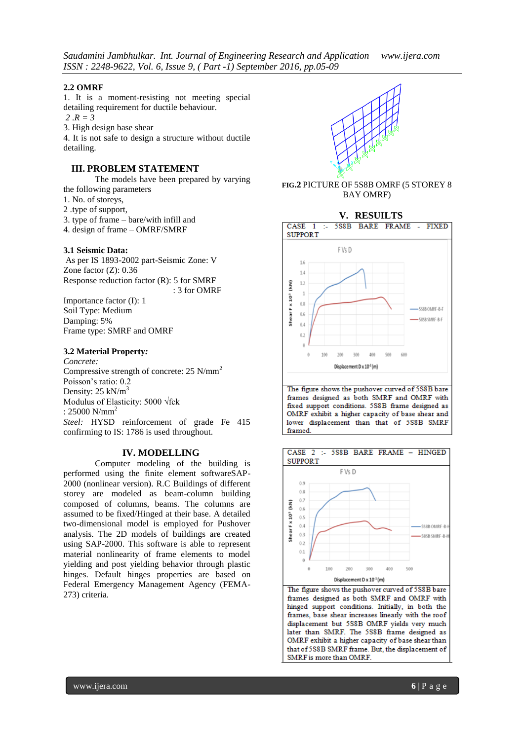### 2.2 OMRF

1. It is a moment-resisting not meeting special detailing requirement for ductile behaviour.
2. R = 3
3. High design base shear
4. It is not safe to design a structure without ductile detailing.

## III. PROBLEM STATEMENT

The models have been prepared by varying the following parameters

1. No. of storeys,
2. type of support,
3. type of frame – bare/with infill and
4. design of frame – OMRF/SMRF

### 3.1 Seismic Data:

As per IS 1893-2002 part-Seismic Zone: V
Zone factor (Z): 0.36
Response reduction factor (R): 5 for SMRF
: 3 for OMRF
Importance factor (I): 1
Soil Type: Medium
Damping: 5%
Frame type: SMRF and OMRF

### 3.2 Material Property:

*Concrete:*
Compressive strength of concrete: 25 N/mm$^2$
Poisson's ratio: 0.2
Density: 25 kN/m$^3$
Modulus of Elasticity: 5000 √fck
: 25000 N/mm$^2$
*Steel:* HYSD reinforcement of grade Fe 415 confirming to IS: 1786 is used throughout.

## IV. MODELLING

Computer modeling of the building is performed using the finite element softwareSAP-2000 (nonlinear version). R.C Buildings of different storey are modeled as beam-column building composed of columns, beams. The columns are assumed to be fixed/Hinged at their base. A detailed two-dimensional model is employed for Pushover analysis. The 2D models of buildings are created using SAP-2000. This software is able to represent material nonlinearity of frame elements to model yielding and post yielding behavior through plastic hinges. Default hinges properties are based on Federal Emergency Management Agency (FEMA-273) criteria.

**FIG.2** PICTURE OF 5S8B OMRF (5 STOREY 8 BAY OMRF)

## V. RESULTS

CASE 1 :- 5S8B BARE FRAME - FIXED SUPPORT

The figure shows the pushover curved of 5S8B bare frames designed as both SMRF and OMRF with fixed support conditions. 5S8B frame designed as OMRF exhibit a higher capacity of base shear and lower displacement than that of 5S8B SMRF framed.

CASE 2 :- 5S8B BARE FRAME – HINGED SUPPORT

The figure shows the pushover curved of 5S8B bare frames designed as both SMRF and OMRF with hinged support conditions. Initially, in both the frames, base shear increases linearly with the roof displacement but 5S8B OMRF yields very much later than SMRF. The 5S8B frame designed as OMRF exhibit a higher capacity of base shear than that of 5S8B SMRF frame. But, the displacement of SMRF is more than OMRF.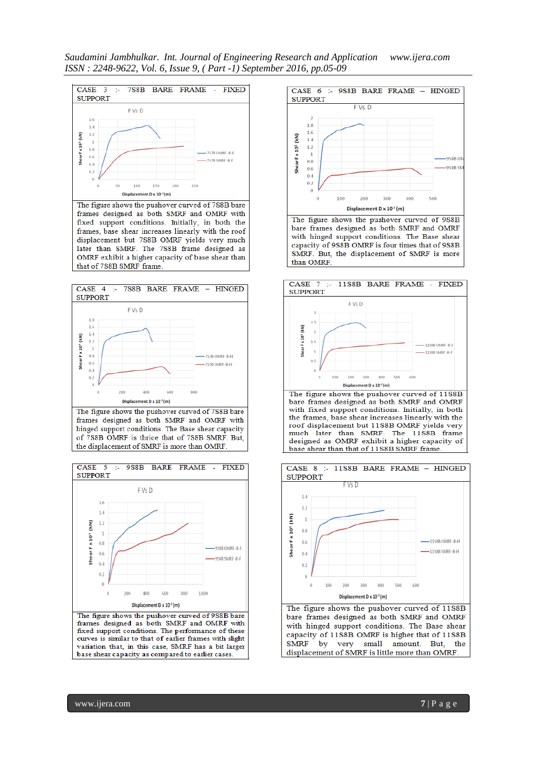**CASE 3 :- 7S8B BARE FRAME - FIXED SUPPORT**

The figure shows the pushover curved of 7S8B bare frames designed as both SMRF and OMRF with fixed support conditions. Initially, in both the frames, base shear increases linearly with the roof displacement but 7S8B OMRF yields very much later than SMRF. The 7S8B frame designed as OMRF exhibit a higher capacity of base shear than that of 7S8B SMRF frame.

**CASE 4 :- 7S8B BARE FRAME – HINGED SUPPORT**

The figure shows the pushover curved of 7S8B bare frames designed as both SMRF and OMRF with hinged support conditions. The Base shear capacity of 7S8B OMRF is thrice that of 7S8B SMRF. But, the displacement of SMRF is more than OMRF.

**CASE 5 :- 9S8B BARE FRAME - FIXED SUPPORT**

The figure shows the pushover curved of 9S8B bare frames designed as both SMRF and OMRF with fixed support conditions. The performance of these curves is similar to that of earlier frames with slight variation that, in this case, SMRF has a bit larger base shear capacity as compared to earlier cases.

**CASE 6 :- 9S8B BARE FRAME – HINGED SUPPORT**

The figure shows the pushover curved of 9S8B bare frames designed as both SMRF and OMRF with hinged support conditions. The Base shear capacity of 9S8B OMRF is four times that of 9S8B SMRF. But, the displacement of SMRF is more than OMRF.

**CASE 7 :- 11S8B BARE FRAME - FIXED SUPPORT**

The figure shows the pushover curved of 11S8B bare frames designed as both SMRF and OMRF with fixed support conditions. Initially, in both the frames, base shear increases linearly with the roof displacement but 11S8B OMRF yields very much later than SMRF. The 11S8B frame designed as OMRF exhibit a higher capacity of base shear than that of 11S8B SMRF frame.

**CASE 8 :- 11S8B BARE FRAME – HINGED SUPPORT**

The figure shows the pushover curved of 11S8B bare frames designed as both SMRF and OMRF with hinged support conditions. The Base shear capacity of 11S8B OMRF is higher that of 11S8B SMRF by very small amount. But, the displacement of SMRF is little more than OMRF.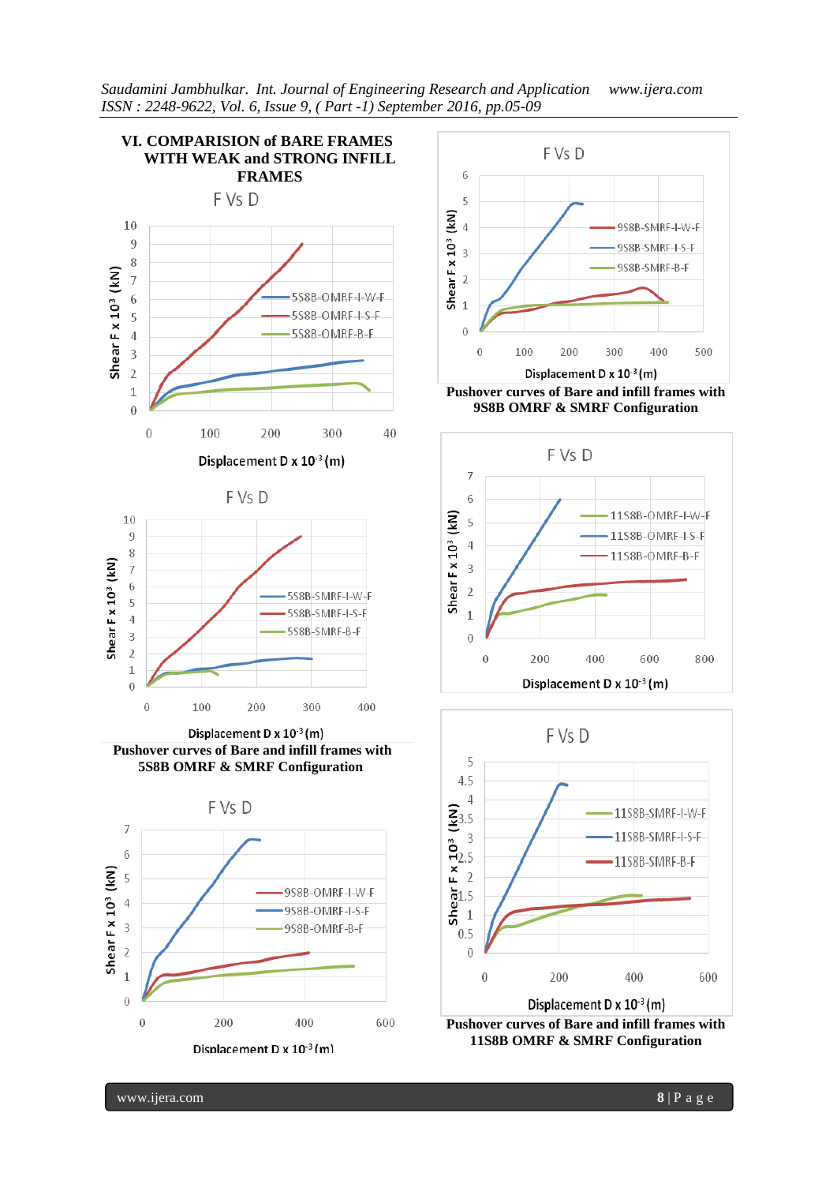## VI. COMPARISION of BARE FRAMES WITH WEAK and STRONG INFILL FRAMES

F Vs D

Pushover curves of Bare and infill frames with 5S8B OMRF & SMRF Configuration

F Vs D

Pushover curves of Bare and infill frames with 9S8B OMRF & SMRF Configuration

F Vs D

Pushover curves of Bare and infill frames with 11S8B OMRF & SMRF Configuration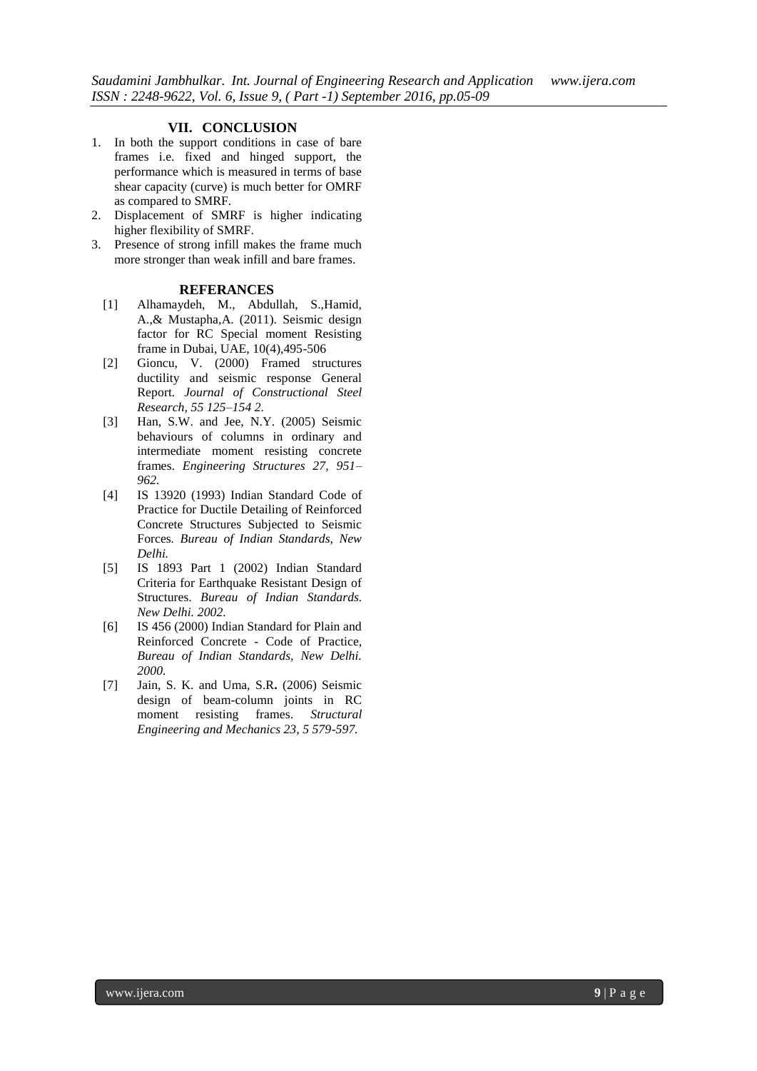## VII. CONCLUSION

1. In both the support conditions in case of bare frames i.e. fixed and hinged support, the performance which is measured in terms of base shear capacity (curve) is much better for OMRF as compared to SMRF.
2. Displacement of SMRF is higher indicating higher flexibility of SMRF.
3. Presence of strong infill makes the frame much more stronger than weak infill and bare frames.

## REFERANCES

[1] Alhamaydeh, M., Abdullah, S.,Hamid, A.,& Mustapha,A. (2011). Seismic design factor for RC Special moment Resisting frame in Dubai, UAE, 10(4),495-506

[2] Gioncu, V. (2000) Framed structures ductility and seismic response General Report. *Journal of Constructional Steel Research, 55 125–154 2.*

[3] Han, S.W. and Jee, N.Y. (2005) Seismic behaviours of columns in ordinary and intermediate moment resisting concrete frames. *Engineering Structures 27, 951–962.*

[4] IS 13920 (1993) Indian Standard Code of Practice for Ductile Detailing of Reinforced Concrete Structures Subjected to Seismic Forces. *Bureau of Indian Standards, New Delhi.*

[5] IS 1893 Part 1 (2002) Indian Standard Criteria for Earthquake Resistant Design of Structures. *Bureau of Indian Standards. New Delhi. 2002.*

[6] IS 456 (2000) Indian Standard for Plain and Reinforced Concrete - Code of Practice, *Bureau of Indian Standards, New Delhi. 2000.*

[7] Jain, S. K. and Uma, S.R**.** (2006) Seismic design of beam-column joints in RC moment resisting frames. *Structural Engineering and Mechanics 23, 5 579-597.*